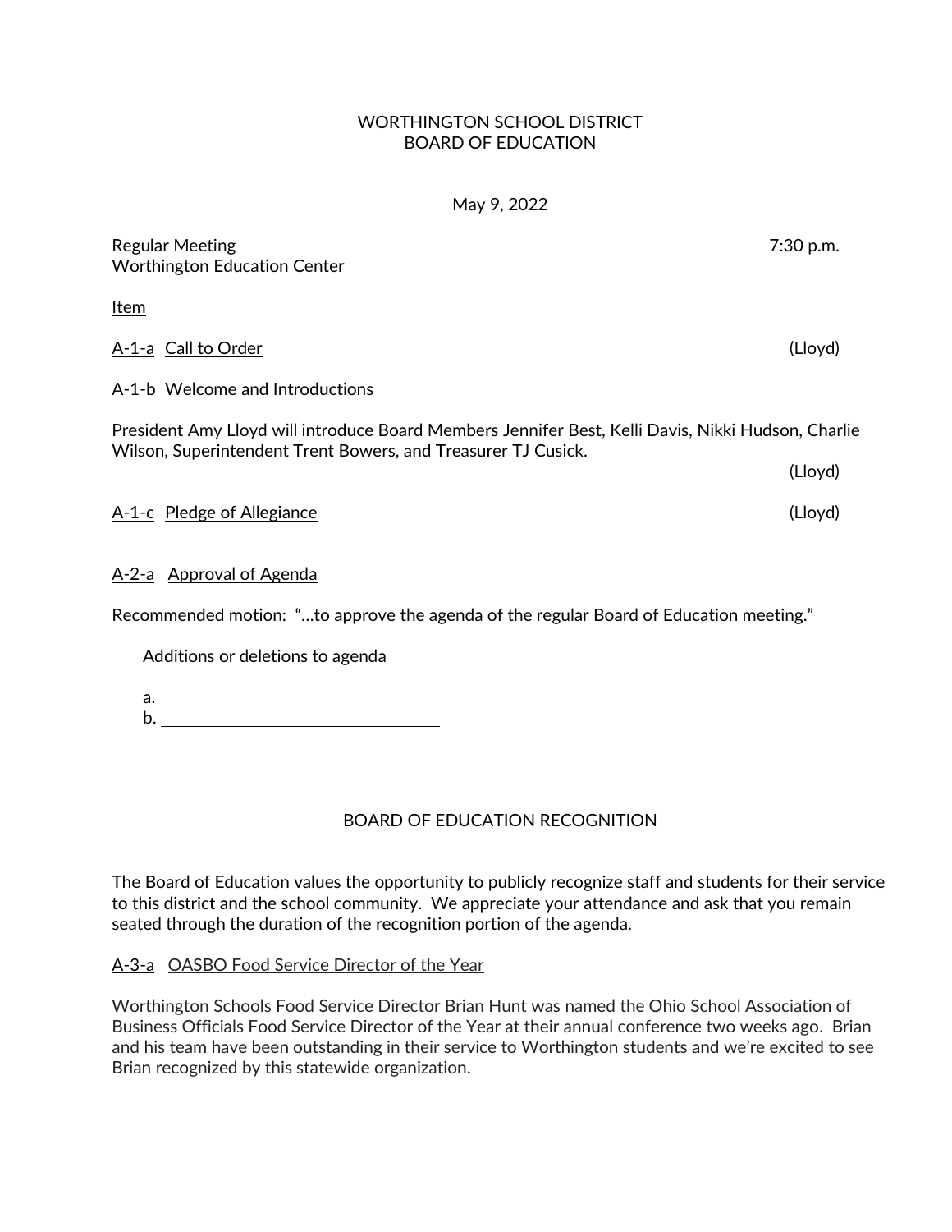# WORTHINGTON SCHOOL DISTRICT
# BOARD OF EDUCATION

May 9, 2022

Regular Meeting 7:30 p.m.
Worthington Education Center

Item

A-1-a Call to Order (Lloyd)

A-1-b Welcome and Introductions

President Amy Lloyd will introduce Board Members Jennifer Best, Kelli Davis, Nikki Hudson, Charlie Wilson, Superintendent Trent Bowers, and Treasurer TJ Cusick.

(Lloyd)

A-1-c Pledge of Allegiance (Lloyd)

A-2-a Approval of Agenda

Recommended motion: "…to approve the agenda of the regular Board of Education meeting."

Additions or deletions to agenda

a. ______________________________
b. ______________________________

## BOARD OF EDUCATION RECOGNITION

The Board of Education values the opportunity to publicly recognize staff and students for their service to this district and the school community. We appreciate your attendance and ask that you remain seated through the duration of the recognition portion of the agenda.

A-3-a OASBO Food Service Director of the Year

Worthington Schools Food Service Director Brian Hunt was named the Ohio School Association of Business Officials Food Service Director of the Year at their annual conference two weeks ago. Brian and his team have been outstanding in their service to Worthington students and we're excited to see Brian recognized by this statewide organization.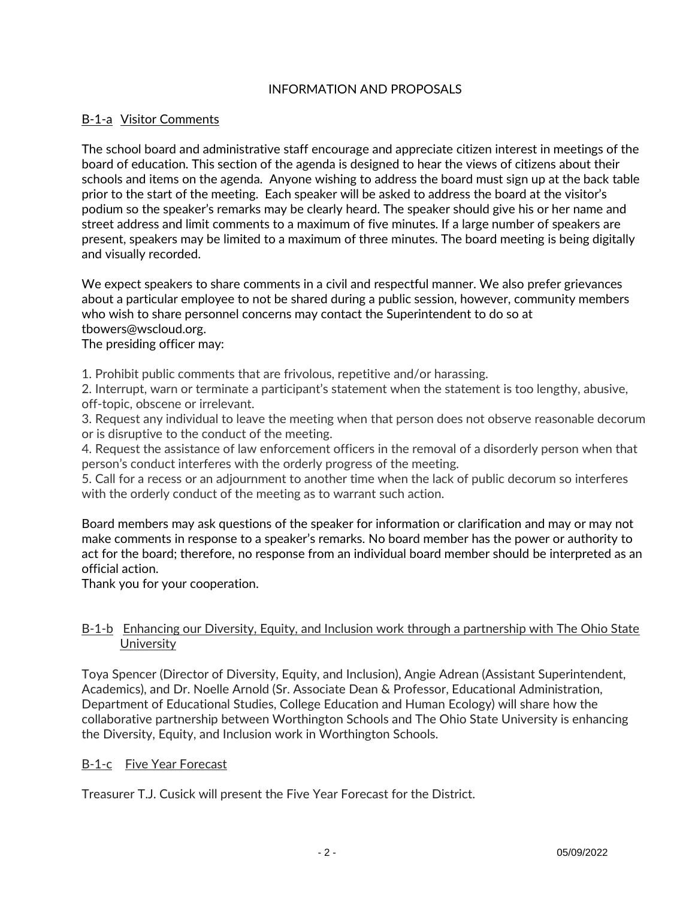## INFORMATION AND PROPOSALS

### B-1-a Visitor Comments

The school board and administrative staff encourage and appreciate citizen interest in meetings of the board of education. This section of the agenda is designed to hear the views of citizens about their schools and items on the agenda. Anyone wishing to address the board must sign up at the back table prior to the start of the meeting. Each speaker will be asked to address the board at the visitor's podium so the speaker's remarks may be clearly heard. The speaker should give his or her name and street address and limit comments to a maximum of five minutes. If a large number of speakers are present, speakers may be limited to a maximum of three minutes. The board meeting is being digitally and visually recorded.

We expect speakers to share comments in a civil and respectful manner. We also prefer grievances about a particular employee to not be shared during a public session, however, community members who wish to share personnel concerns may contact the Superintendent to do so at tbowers@wscloud.org.
The presiding officer may:

1. Prohibit public comments that are frivolous, repetitive and/or harassing.
2. Interrupt, warn or terminate a participant's statement when the statement is too lengthy, abusive, off-topic, obscene or irrelevant.
3. Request any individual to leave the meeting when that person does not observe reasonable decorum or is disruptive to the conduct of the meeting.
4. Request the assistance of law enforcement officers in the removal of a disorderly person when that person's conduct interferes with the orderly progress of the meeting.
5. Call for a recess or an adjournment to another time when the lack of public decorum so interferes with the orderly conduct of the meeting as to warrant such action.

Board members may ask questions of the speaker for information or clarification and may or may not make comments in response to a speaker's remarks. No board member has the power or authority to act for the board; therefore, no response from an individual board member should be interpreted as an official action.
Thank you for your cooperation.

### B-1-b Enhancing our Diversity, Equity, and Inclusion work through a partnership with The Ohio State University

Toya Spencer (Director of Diversity, Equity, and Inclusion), Angie Adrean (Assistant Superintendent, Academics), and Dr. Noelle Arnold (Sr. Associate Dean & Professor, Educational Administration, Department of Educational Studies, College Education and Human Ecology) will share how the collaborative partnership between Worthington Schools and The Ohio State University is enhancing the Diversity, Equity, and Inclusion work in Worthington Schools.

### B-1-c Five Year Forecast

Treasurer T.J. Cusick will present the Five Year Forecast for the District.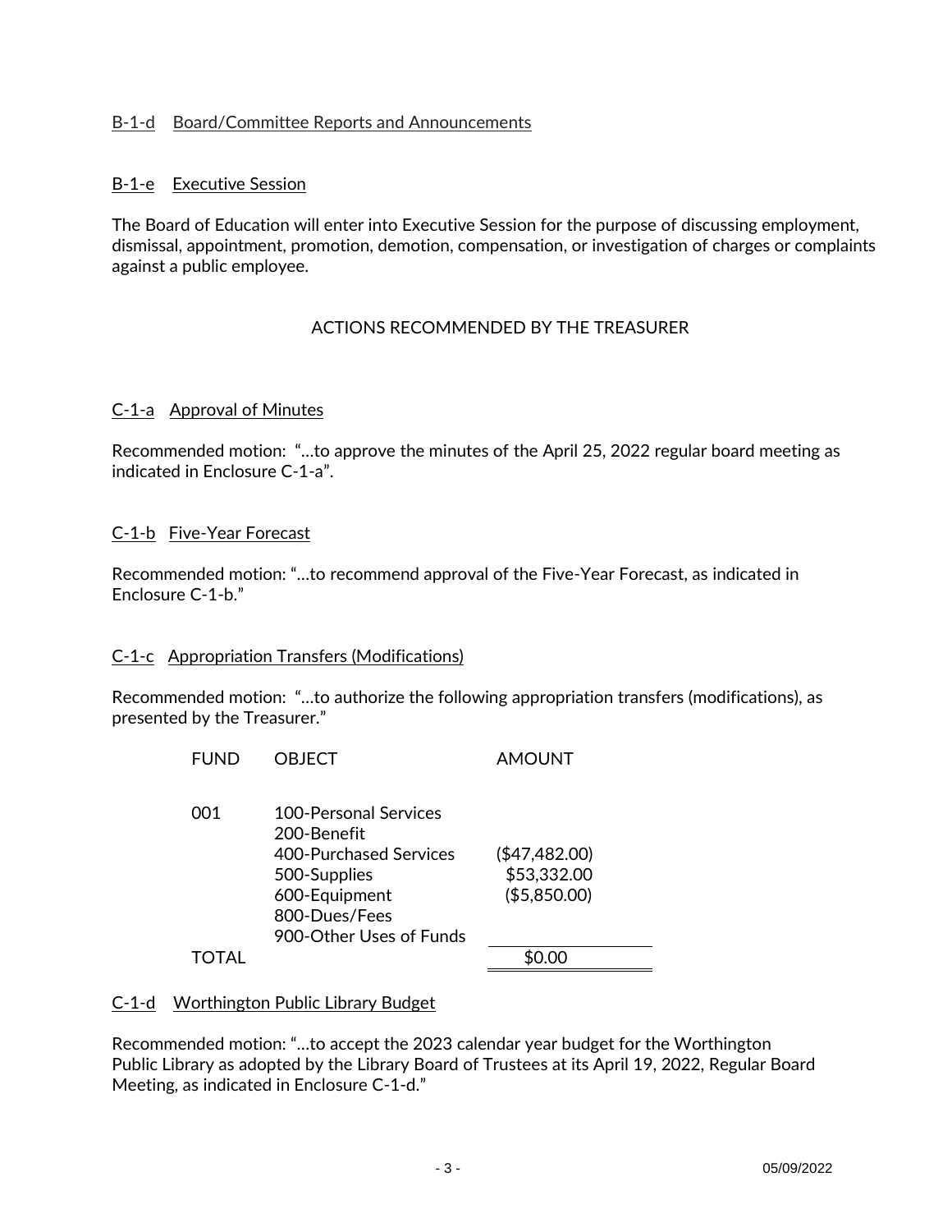B-1-d Board/Committee Reports and Announcements

B-1-e Executive Session

The Board of Education will enter into Executive Session for the purpose of discussing employment, dismissal, appointment, promotion, demotion, compensation, or investigation of charges or complaints against a public employee.

ACTIONS RECOMMENDED BY THE TREASURER

C-1-a Approval of Minutes

Recommended motion: "…to approve the minutes of the April 25, 2022 regular board meeting as indicated in Enclosure C-1-a".

C-1-b Five-Year Forecast

Recommended motion: "…to recommend approval of the Five-Year Forecast, as indicated in Enclosure C-1-b."

C-1-c Appropriation Transfers (Modifications)

Recommended motion: "…to authorize the following appropriation transfers (modifications), as presented by the Treasurer."

| FUND | OBJECT | AMOUNT |
|---|---|---|
| 001 | 100-Personal Services | |
| | 200-Benefit | |
| | 400-Purchased Services | ($47,482.00) |
| | 500-Supplies | $53,332.00 |
| | 600-Equipment | ($5,850.00) |
| | 800-Dues/Fees | |
| | 900-Other Uses of Funds | |
| TOTAL | | $0.00 |

C-1-d Worthington Public Library Budget

Recommended motion: "…to accept the 2023 calendar year budget for the Worthington Public Library as adopted by the Library Board of Trustees at its April 19, 2022, Regular Board Meeting, as indicated in Enclosure C-1-d."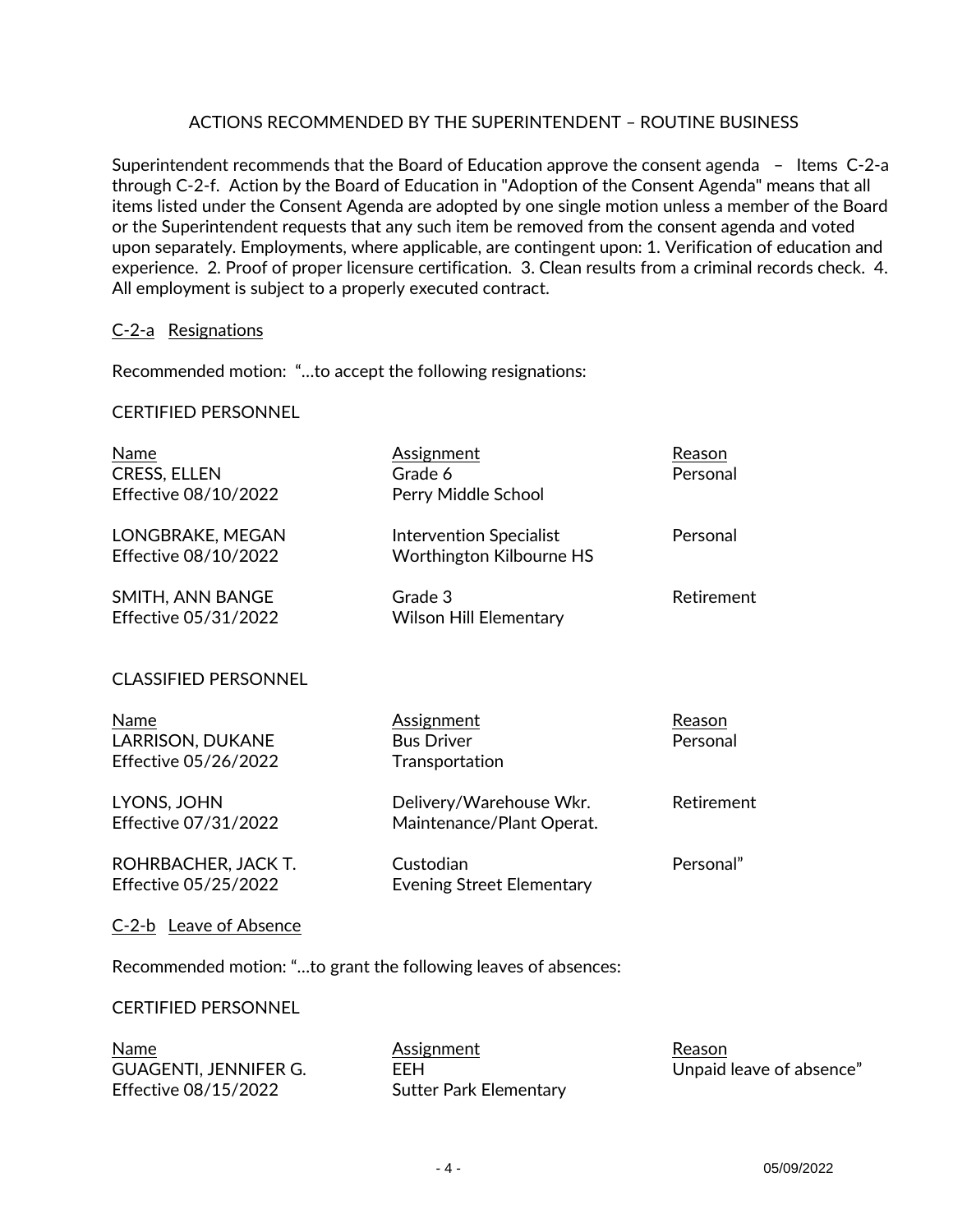ACTIONS RECOMMENDED BY THE SUPERINTENDENT – ROUTINE BUSINESS

Superintendent recommends that the Board of Education approve the consent agenda – Items C-2-a through C-2-f. Action by the Board of Education in "Adoption of the Consent Agenda" means that all items listed under the Consent Agenda are adopted by one single motion unless a member of the Board or the Superintendent requests that any such item be removed from the consent agenda and voted upon separately. Employments, where applicable, are contingent upon: 1. Verification of education and experience. 2. Proof of proper licensure certification. 3. Clean results from a criminal records check. 4. All employment is subject to a properly executed contract.

C-2-a Resignations

Recommended motion: "…to accept the following resignations:

CERTIFIED PERSONNEL

| Name | Assignment | Reason |
|---|---|---|
| CRESS, ELLEN<br>Effective 08/10/2022 | Grade 6<br>Perry Middle School | Personal |
| LONGBRAKE, MEGAN<br>Effective 08/10/2022 | Intervention Specialist<br>Worthington Kilbourne HS | Personal |
| SMITH, ANN BANGE<br>Effective 05/31/2022 | Grade 3<br>Wilson Hill Elementary | Retirement |

CLASSIFIED PERSONNEL

| Name | Assignment | Reason |
|---|---|---|
| LARRISON, DUKANE<br>Effective 05/26/2022 | Bus Driver<br>Transportation | Personal |
| LYONS, JOHN<br>Effective 07/31/2022 | Delivery/Warehouse Wkr.<br>Maintenance/Plant Operat. | Retirement |
| ROHRBACHER, JACK T.<br>Effective 05/25/2022 | Custodian<br>Evening Street Elementary | Personal" |

C-2-b Leave of Absence

Recommended motion: "…to grant the following leaves of absences:

CERTIFIED PERSONNEL

| Name | Assignment | Reason |
|---|---|---|
| GUAGENTI, JENNIFER G.<br>Effective 08/15/2022 | EEH<br>Sutter Park Elementary | Unpaid leave of absence" |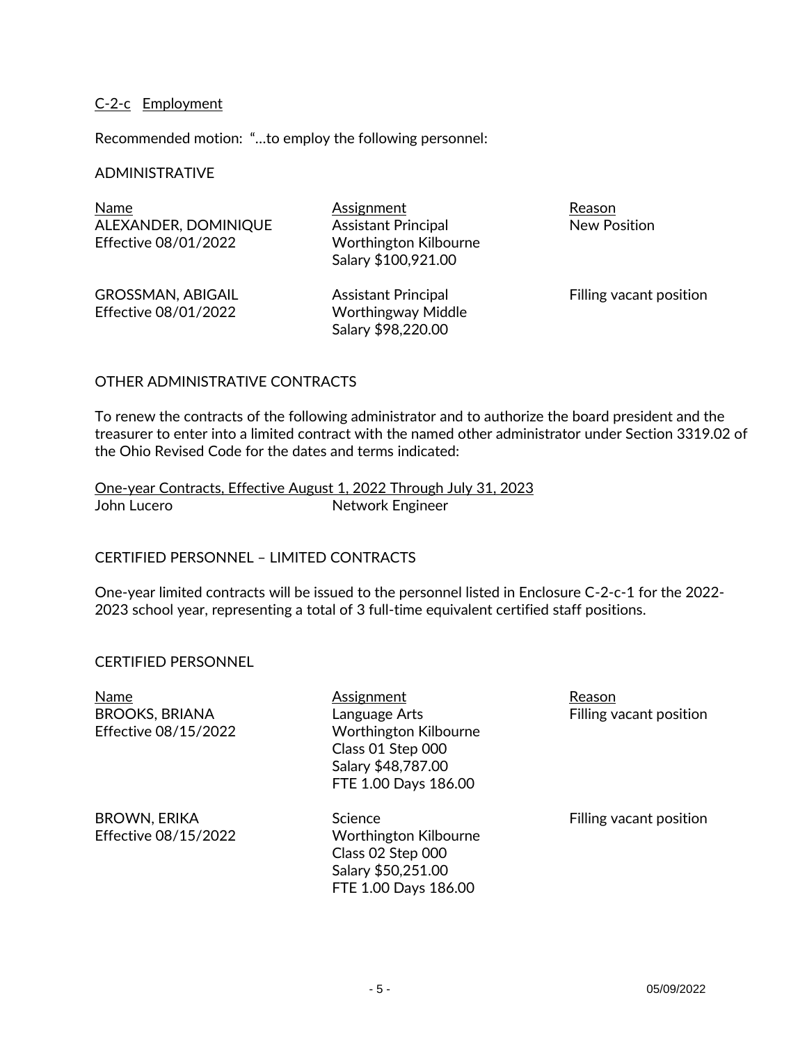C-2-c Employment

Recommended motion: "…to employ the following personnel:

ADMINISTRATIVE

| Name | Assignment | Reason |
| --- | --- | --- |
| ALEXANDER, DOMINIQUE<br>Effective 08/01/2022 | Assistant Principal<br>Worthington Kilbourne<br>Salary $100,921.00 | New Position |
| GROSSMAN, ABIGAIL<br>Effective 08/01/2022 | Assistant Principal<br>Worthingway Middle<br>Salary $98,220.00 | Filling vacant position |

OTHER ADMINISTRATIVE CONTRACTS

To renew the contracts of the following administrator and to authorize the board president and the treasurer to enter into a limited contract with the named other administrator under Section 3319.02 of the Ohio Revised Code for the dates and terms indicated:

One-year Contracts, Effective August 1, 2022 Through July 31, 2023

John Lucero — Network Engineer

CERTIFIED PERSONNEL – LIMITED CONTRACTS

One-year limited contracts will be issued to the personnel listed in Enclosure C-2-c-1 for the 2022-2023 school year, representing a total of 3 full-time equivalent certified staff positions.

CERTIFIED PERSONNEL

| Name | Assignment | Reason |
| --- | --- | --- |
| BROOKS, BRIANA<br>Effective 08/15/2022 | Language Arts<br>Worthington Kilbourne<br>Class 01 Step 000<br>Salary $48,787.00<br>FTE 1.00 Days 186.00 | Filling vacant position |
| BROWN, ERIKA<br>Effective 08/15/2022 | Science<br>Worthington Kilbourne<br>Class 02 Step 000<br>Salary $50,251.00<br>FTE 1.00 Days 186.00 | Filling vacant position |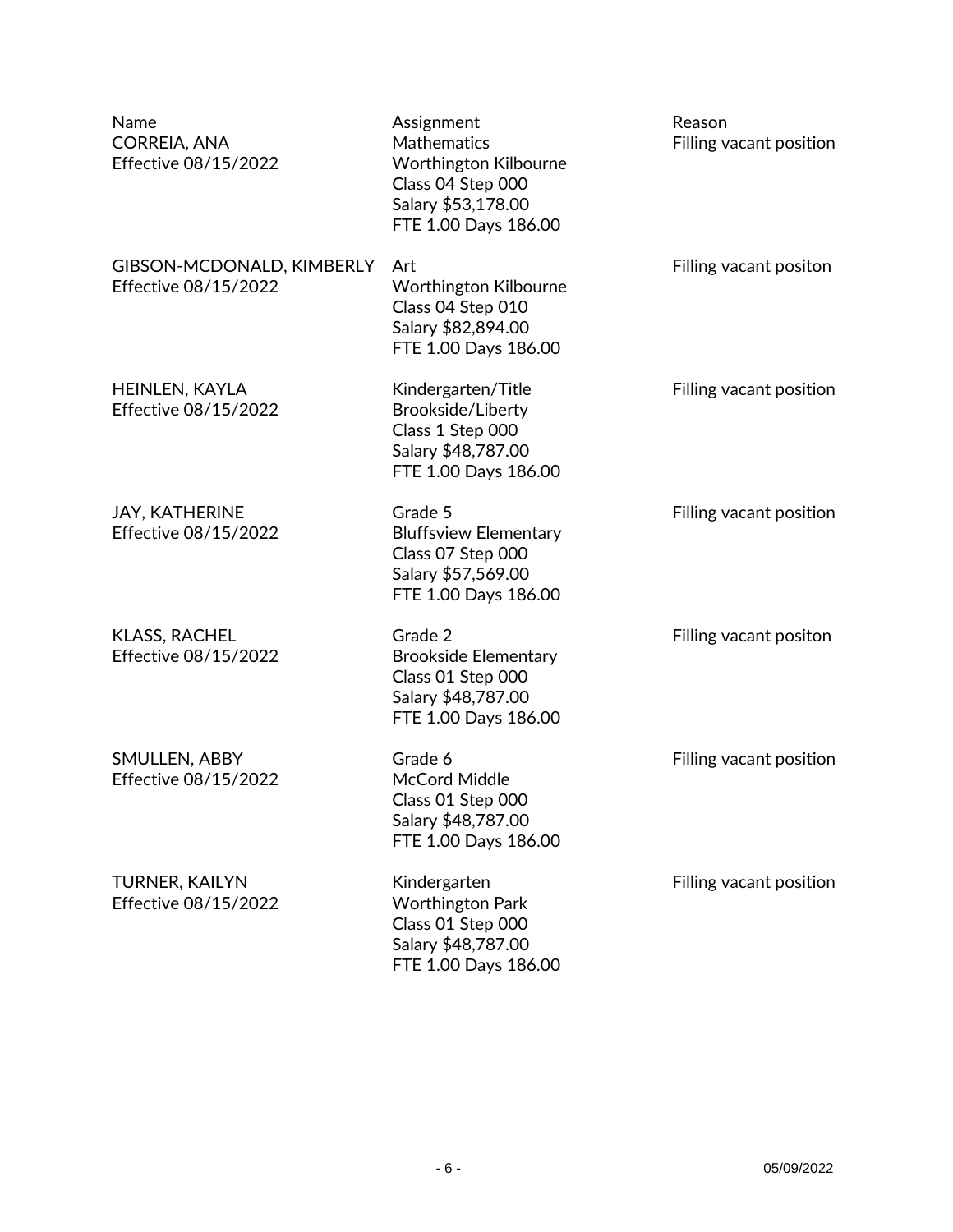| Name | Assignment | Reason |
| --- | --- | --- |
| CORREIA, ANA<br>Effective 08/15/2022 | Mathematics<br>Worthington Kilbourne<br>Class 04 Step 000<br>Salary $53,178.00<br>FTE 1.00 Days 186.00 | Filling vacant position |
| GIBSON-MCDONALD, KIMBERLY<br>Effective 08/15/2022 | Art<br>Worthington Kilbourne<br>Class 04 Step 010<br>Salary $82,894.00<br>FTE 1.00 Days 186.00 | Filling vacant positon |
| HEINLEN, KAYLA<br>Effective 08/15/2022 | Kindergarten/Title<br>Brookside/Liberty<br>Class 1 Step 000<br>Salary $48,787.00<br>FTE 1.00 Days 186.00 | Filling vacant position |
| JAY, KATHERINE<br>Effective 08/15/2022 | Grade 5<br>Bluffsview Elementary<br>Class 07 Step 000<br>Salary $57,569.00<br>FTE 1.00 Days 186.00 | Filling vacant position |
| KLASS, RACHEL<br>Effective 08/15/2022 | Grade 2<br>Brookside Elementary<br>Class 01 Step 000<br>Salary $48,787.00<br>FTE 1.00 Days 186.00 | Filling vacant positon |
| SMULLEN, ABBY<br>Effective 08/15/2022 | Grade 6<br>McCord Middle<br>Class 01 Step 000<br>Salary $48,787.00<br>FTE 1.00 Days 186.00 | Filling vacant position |
| TURNER, KAILYN<br>Effective 08/15/2022 | Kindergarten<br>Worthington Park<br>Class 01 Step 000<br>Salary $48,787.00<br>FTE 1.00 Days 186.00 | Filling vacant position |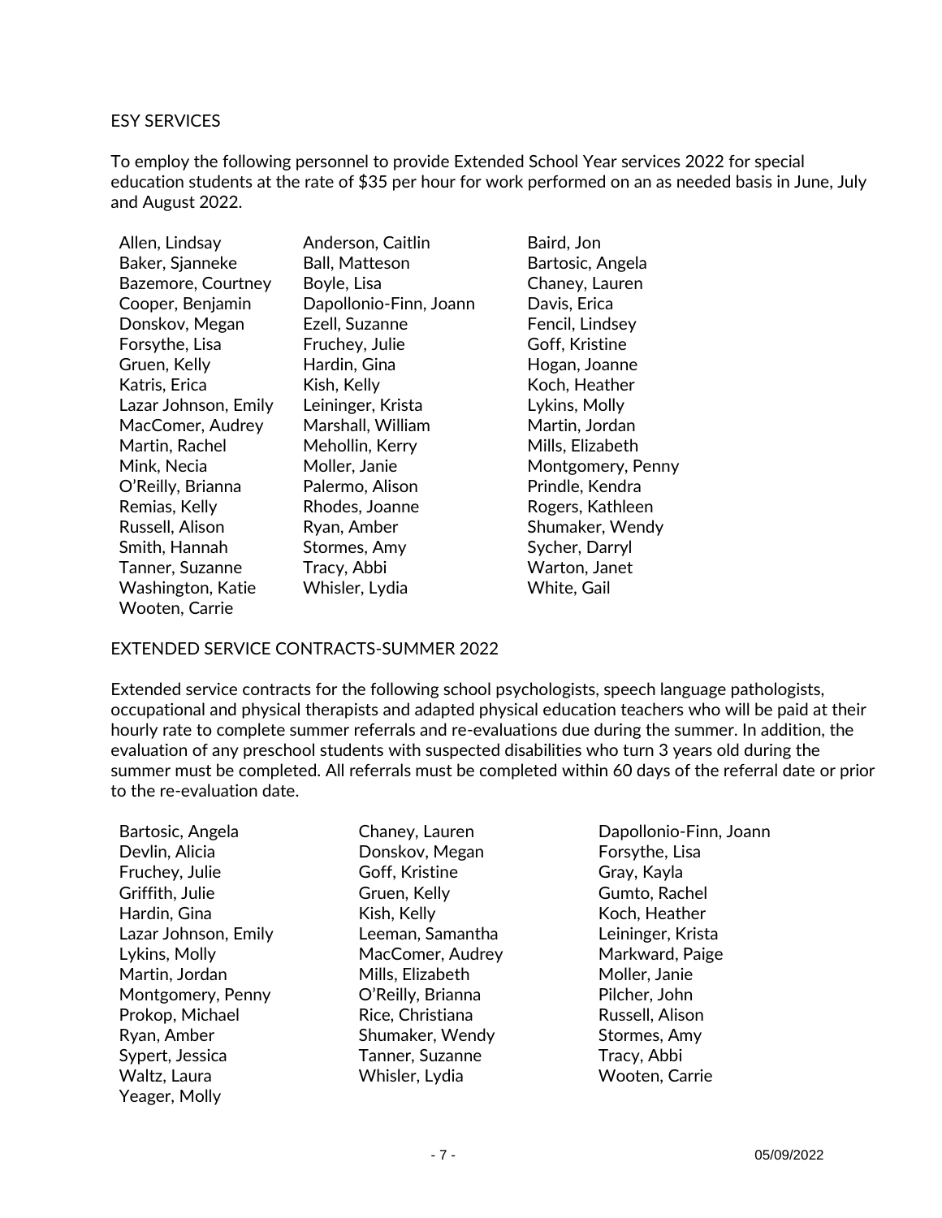## ESY SERVICES

To employ the following personnel to provide Extended School Year services 2022 for special education students at the rate of $35 per hour for work performed on an as needed basis in June, July and August 2022.

| | | |
|---|---|---|
| Allen, Lindsay | Anderson, Caitlin | Baird, Jon |
| Baker, Sjanneke | Ball, Matteson | Bartosic, Angela |
| Bazemore, Courtney | Boyle, Lisa | Chaney, Lauren |
| Cooper, Benjamin | Dapollonio-Finn, Joann | Davis, Erica |
| Donskov, Megan | Ezell, Suzanne | Fencil, Lindsey |
| Forsythe, Lisa | Fruchey, Julie | Goff, Kristine |
| Gruen, Kelly | Hardin, Gina | Hogan, Joanne |
| Katris, Erica | Kish, Kelly | Koch, Heather |
| Lazar Johnson, Emily | Leininger, Krista | Lykins, Molly |
| MacComer, Audrey | Marshall, William | Martin, Jordan |
| Martin, Rachel | Mehollin, Kerry | Mills, Elizabeth |
| Mink, Necia | Moller, Janie | Montgomery, Penny |
| O'Reilly, Brianna | Palermo, Alison | Prindle, Kendra |
| Remias, Kelly | Rhodes, Joanne | Rogers, Kathleen |
| Russell, Alison | Ryan, Amber | Shumaker, Wendy |
| Smith, Hannah | Stormes, Amy | Sycher, Darryl |
| Tanner, Suzanne | Tracy, Abbi | Warton, Janet |
| Washington, Katie | Whisler, Lydia | White, Gail |
| Wooten, Carrie | | |

## EXTENDED SERVICE CONTRACTS-SUMMER 2022

Extended service contracts for the following school psychologists, speech language pathologists, occupational and physical therapists and adapted physical education teachers who will be paid at their hourly rate to complete summer referrals and re-evaluations due during the summer. In addition, the evaluation of any preschool students with suspected disabilities who turn 3 years old during the summer must be completed. All referrals must be completed within 60 days of the referral date or prior to the re-evaluation date.

| | | |
|---|---|---|
| Bartosic, Angela | Chaney, Lauren | Dapollonio-Finn, Joann |
| Devlin, Alicia | Donskov, Megan | Forsythe, Lisa |
| Fruchey, Julie | Goff, Kristine | Gray, Kayla |
| Griffith, Julie | Gruen, Kelly | Gumto, Rachel |
| Hardin, Gina | Kish, Kelly | Koch, Heather |
| Lazar Johnson, Emily | Leeman, Samantha | Leininger, Krista |
| Lykins, Molly | MacComer, Audrey | Markward, Paige |
| Martin, Jordan | Mills, Elizabeth | Moller, Janie |
| Montgomery, Penny | O'Reilly, Brianna | Pilcher, John |
| Prokop, Michael | Rice, Christiana | Russell, Alison |
| Ryan, Amber | Shumaker, Wendy | Stormes, Amy |
| Sypert, Jessica | Tanner, Suzanne | Tracy, Abbi |
| Waltz, Laura | Whisler, Lydia | Wooten, Carrie |
| Yeager, Molly | | |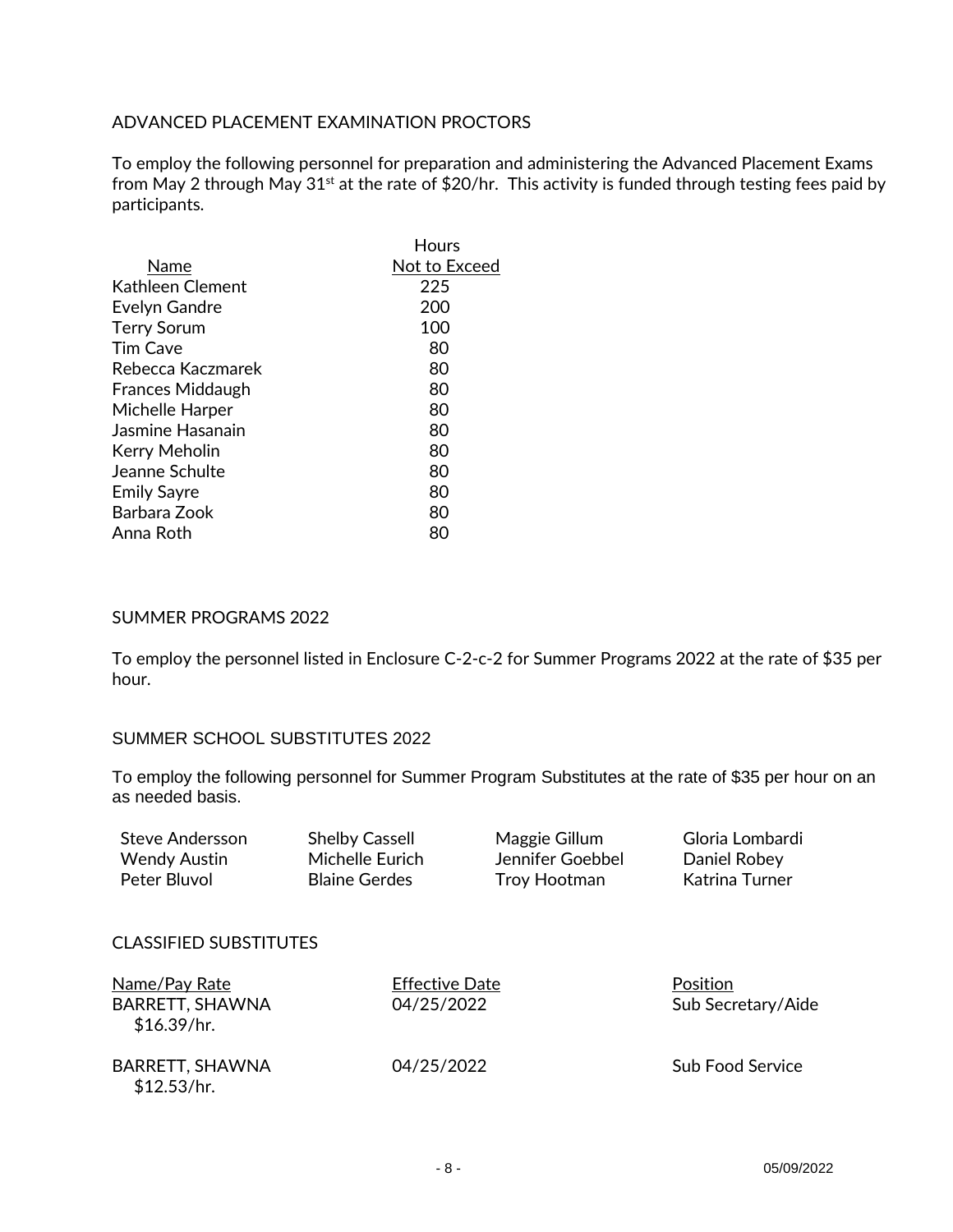## ADVANCED PLACEMENT EXAMINATION PROCTORS

To employ the following personnel for preparation and administering the Advanced Placement Exams from May 2 through May 31st at the rate of $20/hr. This activity is funded through testing fees paid by participants.

| Name | Hours Not to Exceed |
|---|---|
| Kathleen Clement | 225 |
| Evelyn Gandre | 200 |
| Terry Sorum | 100 |
| Tim Cave | 80 |
| Rebecca Kaczmarek | 80 |
| Frances Middaugh | 80 |
| Michelle Harper | 80 |
| Jasmine Hasanain | 80 |
| Kerry Meholin | 80 |
| Jeanne Schulte | 80 |
| Emily Sayre | 80 |
| Barbara Zook | 80 |
| Anna Roth | 80 |

## SUMMER PROGRAMS 2022

To employ the personnel listed in Enclosure C-2-c-2 for Summer Programs 2022 at the rate of $35 per hour.

## SUMMER SCHOOL SUBSTITUTES 2022

To employ the following personnel for Summer Program Substitutes at the rate of $35 per hour on an as needed basis.

| | | | |
|---|---|---|---|
| Steve Andersson | Shelby Cassell | Maggie Gillum | Gloria Lombardi |
| Wendy Austin | Michelle Eurich | Jennifer Goebbel | Daniel Robey |
| Peter Bluvol | Blaine Gerdes | Troy Hootman | Katrina Turner |

## CLASSIFIED SUBSTITUTES

| Name/Pay Rate | Effective Date | Position |
|---|---|---|
| BARRETT, SHAWNA $16.39/hr. | 04/25/2022 | Sub Secretary/Aide |
| BARRETT, SHAWNA $12.53/hr. | 04/25/2022 | Sub Food Service |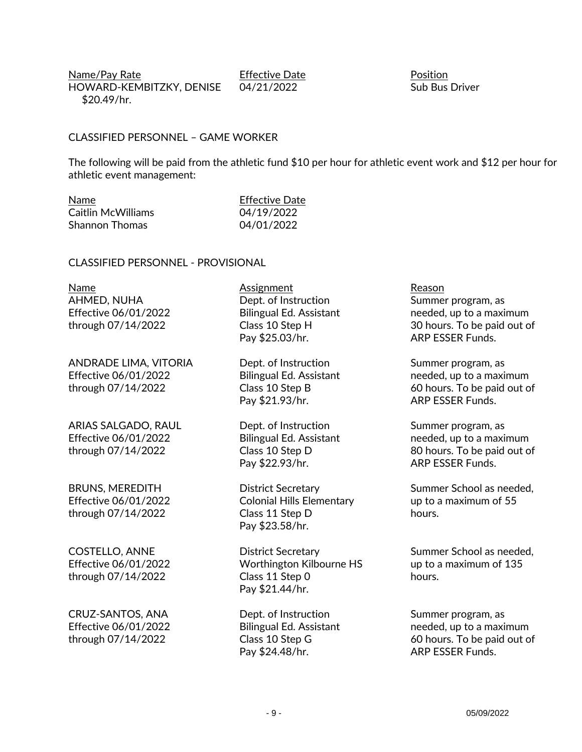| Name/Pay Rate | Effective Date | Position |
|---|---|---|
| HOWARD-KEMBITZKY, DENISE $20.49/hr. | 04/21/2022 | Sub Bus Driver |

CLASSIFIED PERSONNEL – GAME WORKER

The following will be paid from the athletic fund $10 per hour for athletic event work and $12 per hour for athletic event management:

| Name | Effective Date |
|---|---|
| Caitlin McWilliams | 04/19/2022 |
| Shannon Thomas | 04/01/2022 |

CLASSIFIED PERSONNEL - PROVISIONAL

| Name | Assignment | Reason |
|---|---|---|
| AHMED, NUHA<br>Effective 06/01/2022<br>through 07/14/2022 | Dept. of Instruction<br>Bilingual Ed. Assistant<br>Class 10 Step H<br>Pay $25.03/hr. | Summer program, as needed, up to a maximum 30 hours. To be paid out of ARP ESSER Funds. |
| ANDRADE LIMA, VITORIA<br>Effective 06/01/2022<br>through 07/14/2022 | Dept. of Instruction<br>Bilingual Ed. Assistant<br>Class 10 Step B<br>Pay $21.93/hr. | Summer program, as needed, up to a maximum 60 hours. To be paid out of ARP ESSER Funds. |
| ARIAS SALGADO, RAUL<br>Effective 06/01/2022<br>through 07/14/2022 | Dept. of Instruction<br>Bilingual Ed. Assistant<br>Class 10 Step D<br>Pay $22.93/hr. | Summer program, as needed, up to a maximum 80 hours. To be paid out of ARP ESSER Funds. |
| BRUNS, MEREDITH<br>Effective 06/01/2022<br>through 07/14/2022 | District Secretary<br>Colonial Hills Elementary<br>Class 11 Step D<br>Pay $23.58/hr. | Summer School as needed, up to a maximum of 55 hours. |
| COSTELLO, ANNE<br>Effective 06/01/2022<br>through 07/14/2022 | District Secretary<br>Worthington Kilbourne HS<br>Class 11 Step 0<br>Pay $21.44/hr. | Summer School as needed, up to a maximum of 135 hours. |
| CRUZ-SANTOS, ANA<br>Effective 06/01/2022<br>through 07/14/2022 | Dept. of Instruction<br>Bilingual Ed. Assistant<br>Class 10 Step G<br>Pay $24.48/hr. | Summer program, as needed, up to a maximum 60 hours. To be paid out of ARP ESSER Funds. |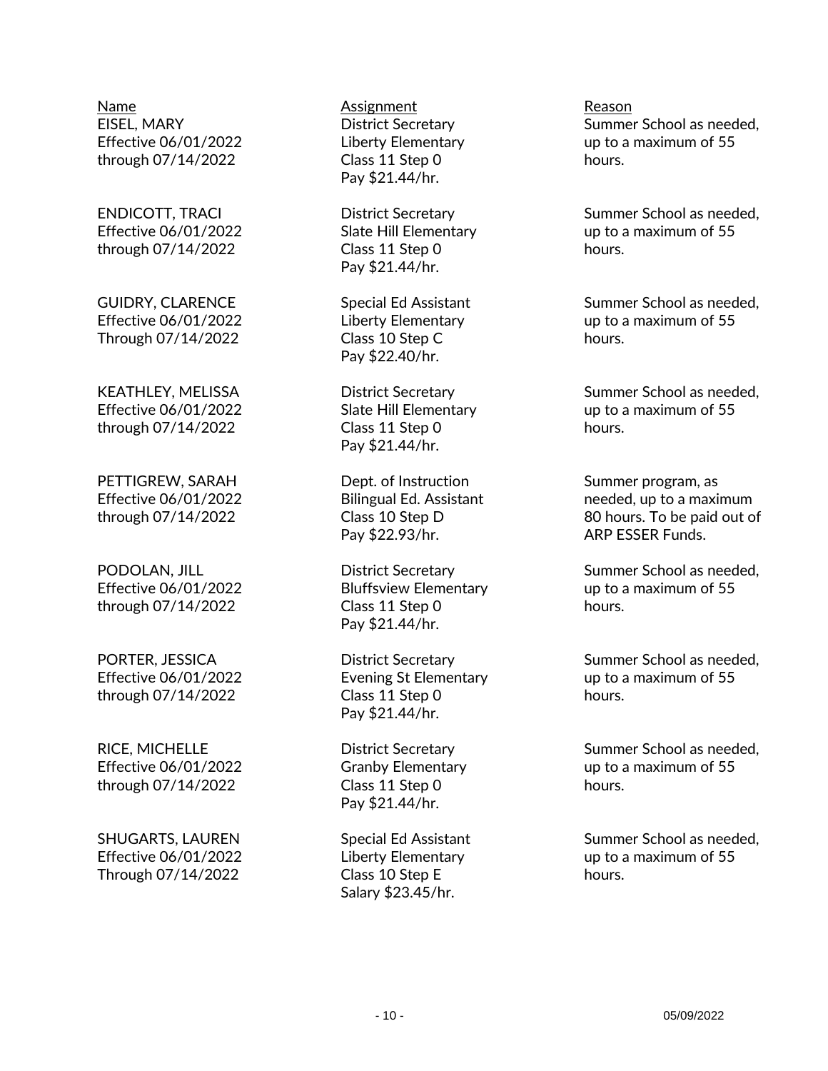| Name | Assignment | Reason |
| --- | --- | --- |
| EISEL, MARY<br>Effective 06/01/2022<br>through 07/14/2022 | District Secretary<br>Liberty Elementary<br>Class 11 Step 0<br>Pay $21.44/hr. | Summer School as needed, up to a maximum of 55 hours. |
| ENDICOTT, TRACI<br>Effective 06/01/2022<br>through 07/14/2022 | District Secretary<br>Slate Hill Elementary<br>Class 11 Step 0<br>Pay $21.44/hr. | Summer School as needed, up to a maximum of 55 hours. |
| GUIDRY, CLARENCE<br>Effective 06/01/2022<br>Through 07/14/2022 | Special Ed Assistant<br>Liberty Elementary<br>Class 10 Step C<br>Pay $22.40/hr. | Summer School as needed, up to a maximum of 55 hours. |
| KEATHLEY, MELISSA<br>Effective 06/01/2022<br>through 07/14/2022 | District Secretary<br>Slate Hill Elementary<br>Class 11 Step 0<br>Pay $21.44/hr. | Summer School as needed, up to a maximum of 55 hours. |
| PETTIGREW, SARAH<br>Effective 06/01/2022<br>through 07/14/2022 | Dept. of Instruction<br>Bilingual Ed. Assistant<br>Class 10 Step D<br>Pay $22.93/hr. | Summer program, as needed, up to a maximum 80 hours. To be paid out of ARP ESSER Funds. |
| PODOLAN, JILL<br>Effective 06/01/2022<br>through 07/14/2022 | District Secretary<br>Bluffsview Elementary<br>Class 11 Step 0<br>Pay $21.44/hr. | Summer School as needed, up to a maximum of 55 hours. |
| PORTER, JESSICA<br>Effective 06/01/2022<br>through 07/14/2022 | District Secretary<br>Evening St Elementary<br>Class 11 Step 0<br>Pay $21.44/hr. | Summer School as needed, up to a maximum of 55 hours. |
| RICE, MICHELLE<br>Effective 06/01/2022<br>through 07/14/2022 | District Secretary<br>Granby Elementary<br>Class 11 Step 0<br>Pay $21.44/hr. | Summer School as needed, up to a maximum of 55 hours. |
| SHUGARTS, LAUREN<br>Effective 06/01/2022<br>Through 07/14/2022 | Special Ed Assistant<br>Liberty Elementary<br>Class 10 Step E<br>Salary $23.45/hr. | Summer School as needed, up to a maximum of 55 hours. |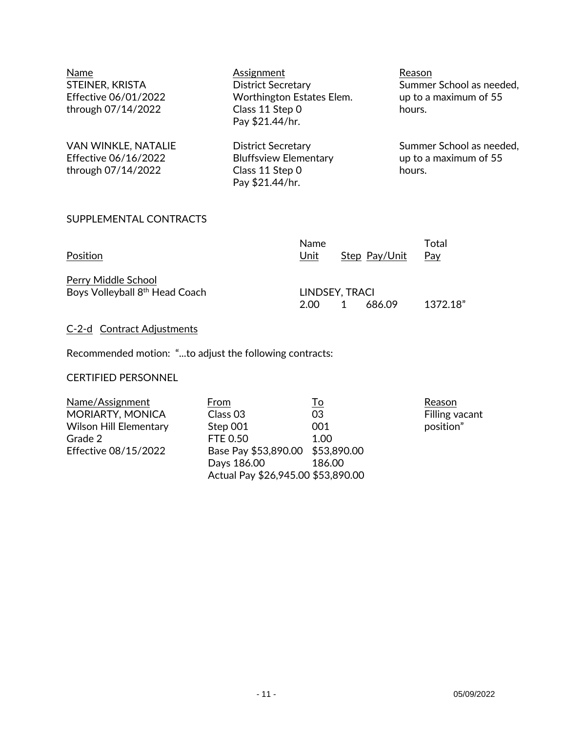| Name | Assignment | Reason |
|---|---|---|
| STEINER, KRISTA<br>Effective 06/01/2022<br>through 07/14/2022 | District Secretary<br>Worthington Estates Elem.<br>Class 11 Step 0<br>Pay $21.44/hr. | Summer School as needed, up to a maximum of 55 hours. |
| VAN WINKLE, NATALIE<br>Effective 06/16/2022<br>through 07/14/2022 | District Secretary<br>Bluffsview Elementary<br>Class 11 Step 0<br>Pay $21.44/hr. | Summer School as needed, up to a maximum of 55 hours. |

SUPPLEMENTAL CONTRACTS

| Position | Name<br>Unit | Step | Pay/Unit | Total<br>Pay |
|---|---|---|---|---|
| Perry Middle School | | | | |
| Boys Volleyball 8th Head Coach | LINDSEY, TRACI | | | |
| | 2.00 | 1 | 686.09 | 1372.18" |

C-2-d Contract Adjustments

Recommended motion: "...to adjust the following contracts:

CERTIFIED PERSONNEL

| Name/Assignment | From | To | Reason |
|---|---|---|---|
| MORIARTY, MONICA | Class 03 | 03 | Filling vacant position" |
| Wilson Hill Elementary | Step 001 | 001 | |
| Grade 2 | FTE 0.50 | 1.00 | |
| Effective 08/15/2022 | Base Pay $53,890.00 | $53,890.00 | |
| | Days 186.00 | 186.00 | |
| | Actual Pay $26,945.00 | $53,890.00 | |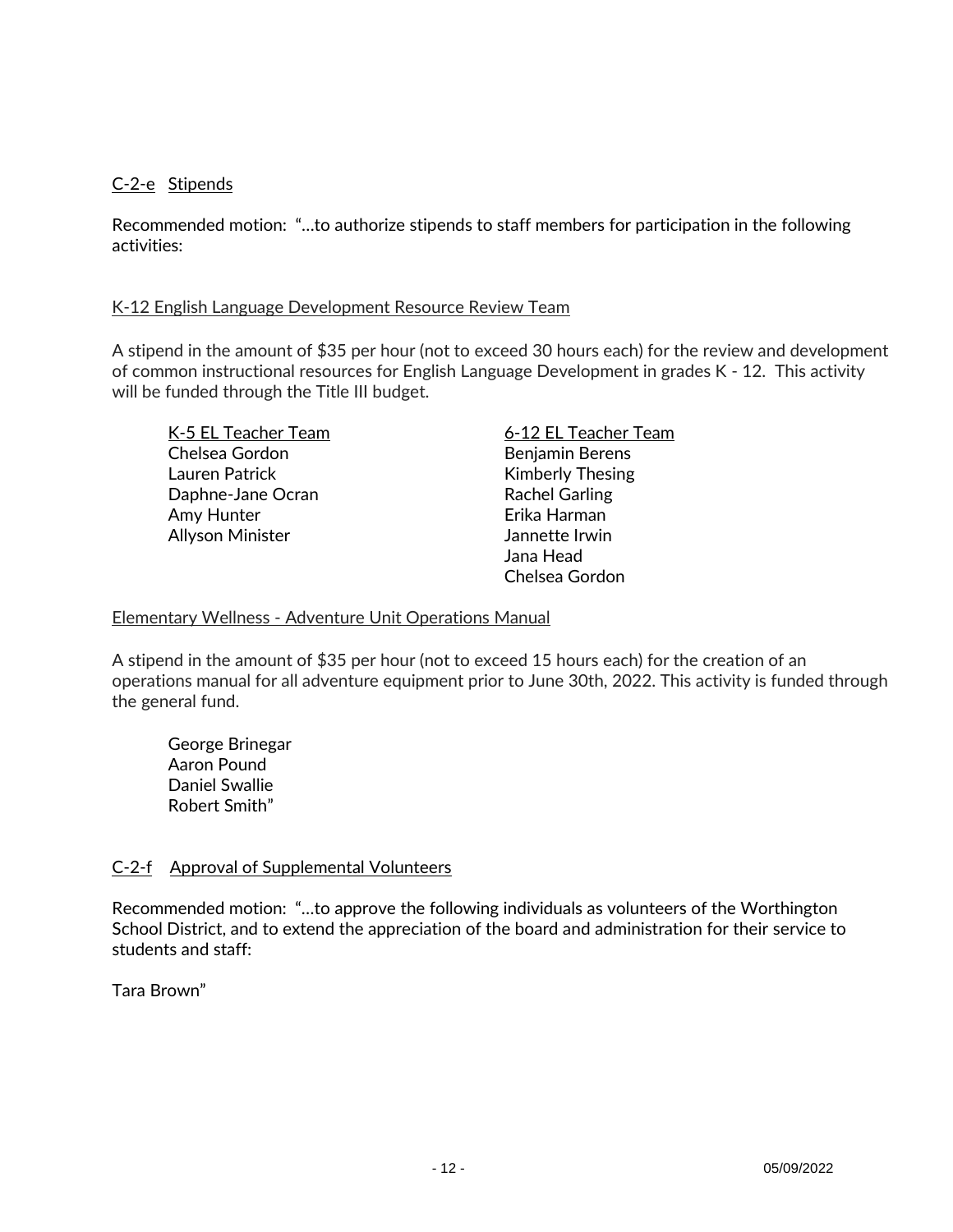C-2-e Stipends

Recommended motion: "…to authorize stipends to staff members for participation in the following activities:

K-12 English Language Development Resource Review Team

A stipend in the amount of $35 per hour (not to exceed 30 hours each) for the review and development of common instructional resources for English Language Development in grades K - 12. This activity will be funded through the Title III budget.

K-5 EL Teacher Team
Chelsea Gordon
Lauren Patrick
Daphne-Jane Ocran
Amy Hunter
Allyson Minister

6-12 EL Teacher Team
Benjamin Berens
Kimberly Thesing
Rachel Garling
Erika Harman
Jannette Irwin
Jana Head
Chelsea Gordon

Elementary Wellness - Adventure Unit Operations Manual

A stipend in the amount of $35 per hour (not to exceed 15 hours each) for the creation of an operations manual for all adventure equipment prior to June 30th, 2022. This activity is funded through the general fund.

George Brinegar
Aaron Pound
Daniel Swallie
Robert Smith"

C-2-f Approval of Supplemental Volunteers

Recommended motion: "…to approve the following individuals as volunteers of the Worthington School District, and to extend the appreciation of the board and administration for their service to students and staff:

Tara Brown"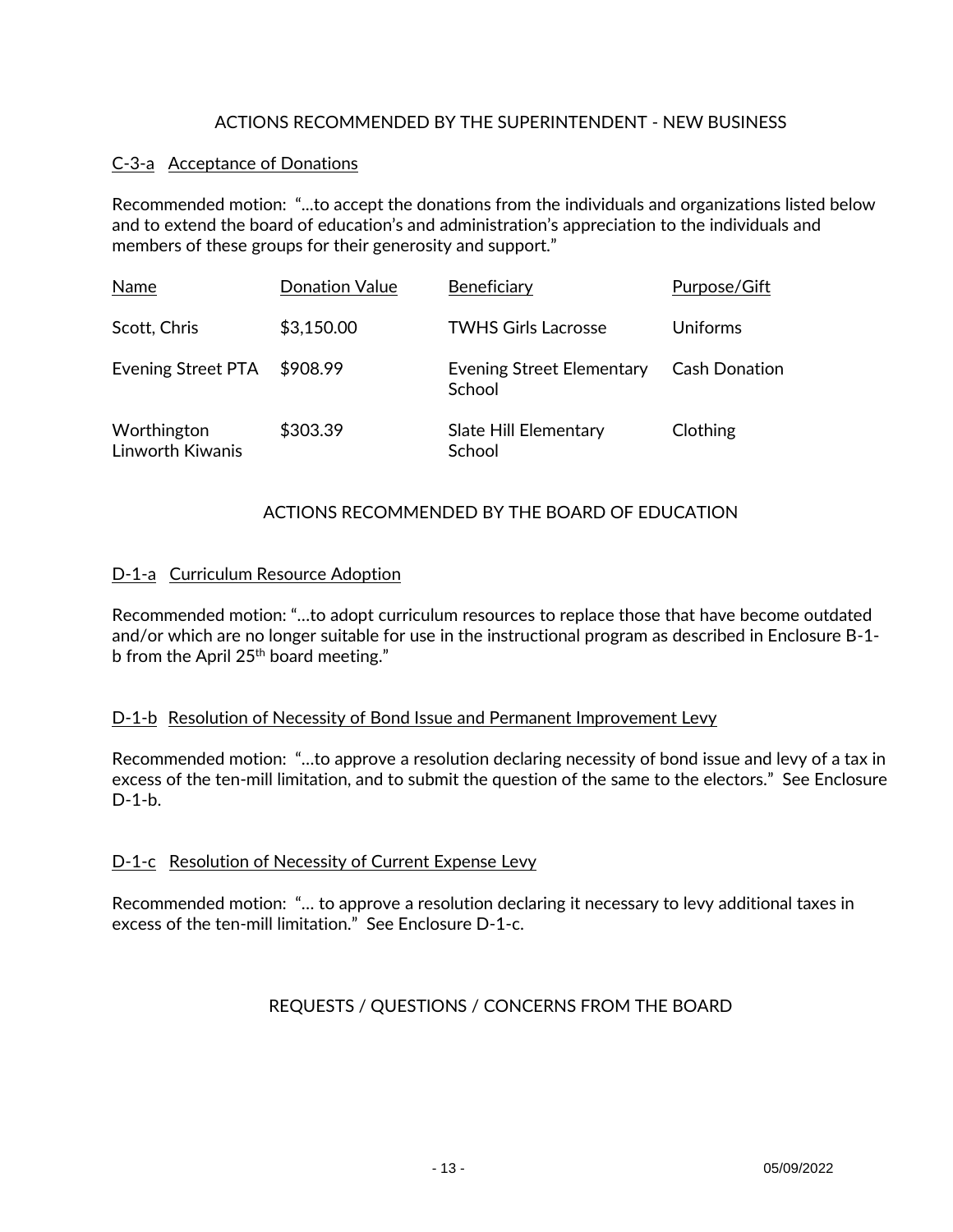## ACTIONS RECOMMENDED BY THE SUPERINTENDENT - NEW BUSINESS

### C-3-a Acceptance of Donations

Recommended motion: "...to accept the donations from the individuals and organizations listed below and to extend the board of education's and administration's appreciation to the individuals and members of these groups for their generosity and support."

| Name | Donation Value | Beneficiary | Purpose/Gift |
|---|---|---|---|
| Scott, Chris | $3,150.00 | TWHS Girls Lacrosse | Uniforms |
| Evening Street PTA | $908.99 | Evening Street Elementary School | Cash Donation |
| Worthington Linworth Kiwanis | $303.39 | Slate Hill Elementary School | Clothing |

## ACTIONS RECOMMENDED BY THE BOARD OF EDUCATION

### D-1-a Curriculum Resource Adoption

Recommended motion: "...to adopt curriculum resources to replace those that have become outdated and/or which are no longer suitable for use in the instructional program as described in Enclosure B-1-b from the April 25th board meeting."

### D-1-b Resolution of Necessity of Bond Issue and Permanent Improvement Levy

Recommended motion: "...to approve a resolution declaring necessity of bond issue and levy of a tax in excess of the ten-mill limitation, and to submit the question of the same to the electors." See Enclosure D-1-b.

### D-1-c Resolution of Necessity of Current Expense Levy

Recommended motion: "... to approve a resolution declaring it necessary to levy additional taxes in excess of the ten-mill limitation." See Enclosure D-1-c.

## REQUESTS / QUESTIONS / CONCERNS FROM THE BOARD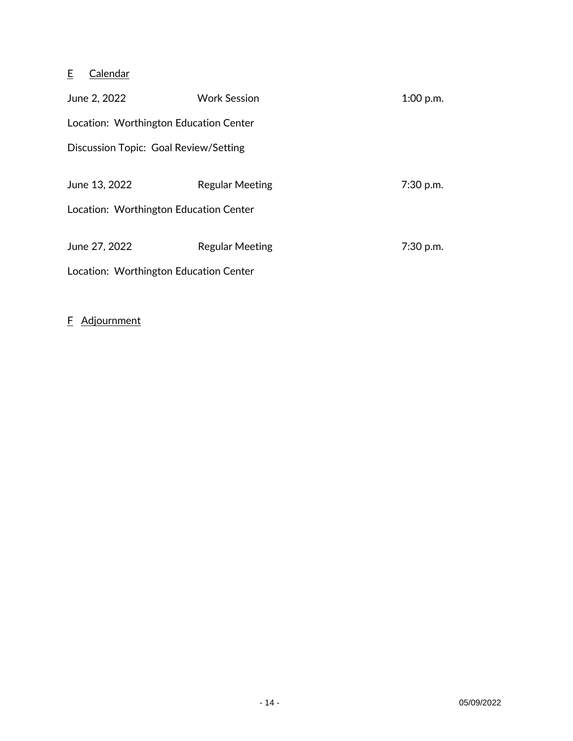E Calendar

June 2, 2022 Work Session 1:00 p.m.

Location: Worthington Education Center

Discussion Topic: Goal Review/Setting

June 13, 2022 Regular Meeting 7:30 p.m.

Location: Worthington Education Center

June 27, 2022 Regular Meeting 7:30 p.m.

Location: Worthington Education Center

F Adjournment